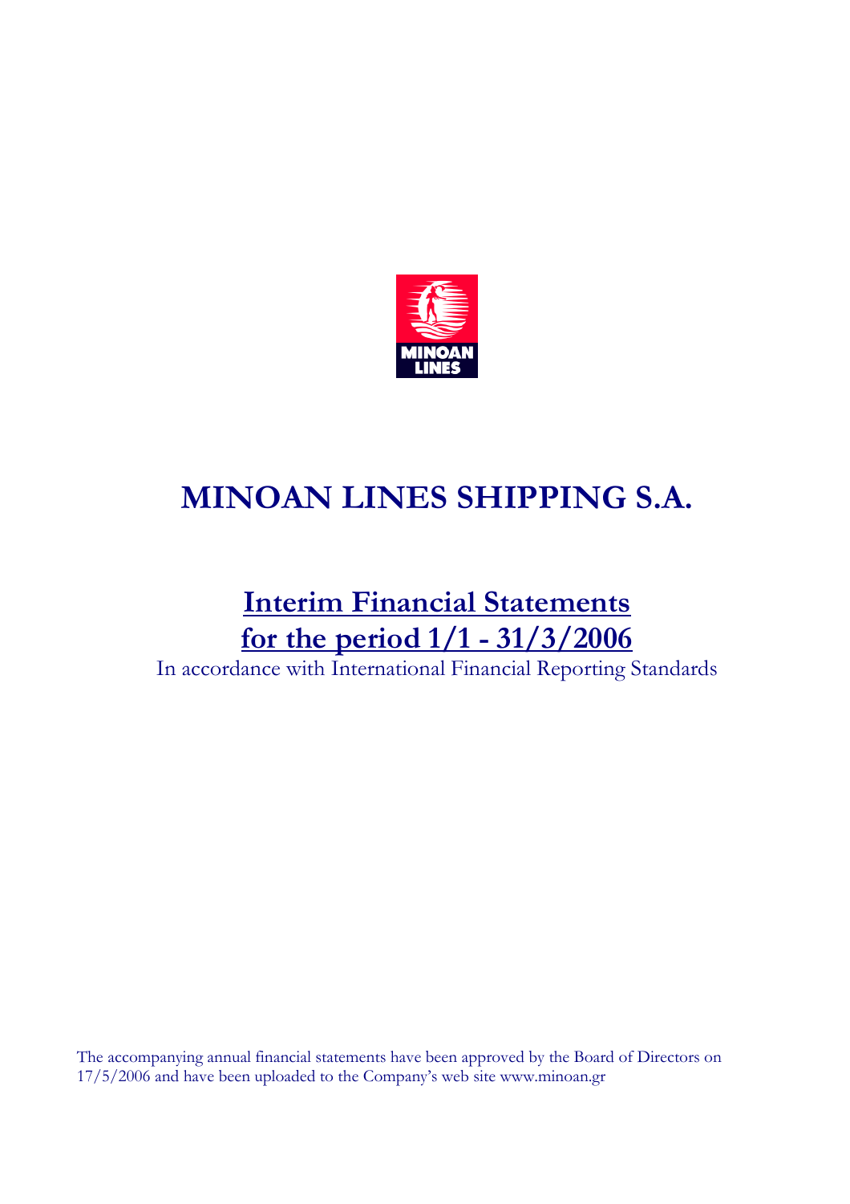# MINOAN LINES SHIPPING S.A.

## Interim Financial Statements for the period 1/1 - 31/3/2006

In accordance with International Financial Reporting Standards

The accompanying annual financial statements have been approved by the Board of Directors on 17/5/2006 and have been uploaded to the Company's web site www.minoan.gr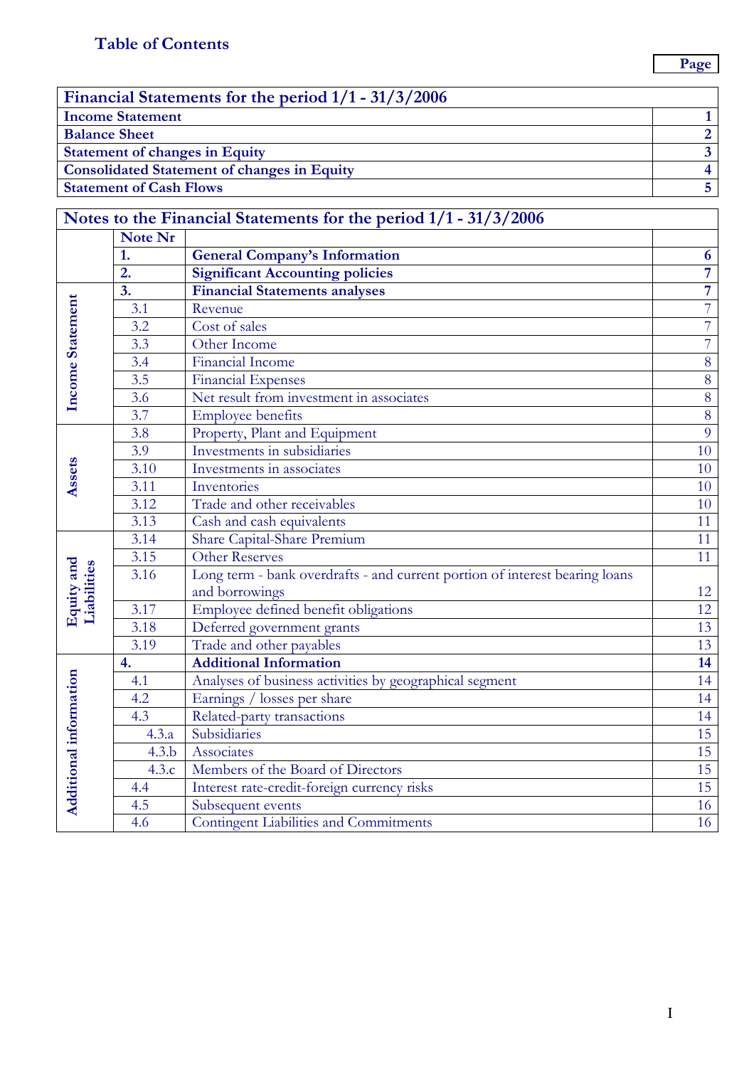# Table of Contents

| Financial Statements for the period 1/1 - 31/3/2006 | Page |
|---|---|
| **Income Statement** | **1** |
| **Balance Sheet** | **2** |
| **Statement of changes in Equity** | **3** |
| **Consolidated Statement of changes in Equity** | **4** |
| **Statement of Cash Flows** | **5** |

| Notes to the Financial Statements for the period 1/1 - 31/3/2006 | | | |
|---|---|---|---|
| | **Note Nr** | | |
| | **1.** | **General Company's Information** | **6** |
| | **2.** | **Significant Accounting policies** | **7** |
| **Income Statement** | **3.** | **Financial Statements analyses** | **7** |
| | 3.1 | Revenue | 7 |
| | 3.2 | Cost of sales | 7 |
| | 3.3 | Other Income | 7 |
| | 3.4 | Financial Income | 8 |
| | 3.5 | Financial Expenses | 8 |
| | 3.6 | Net result from investment in associates | 8 |
| | 3.7 | Employee benefits | 8 |
| **Assets** | 3.8 | Property, Plant and Equipment | 9 |
| | 3.9 | Investments in subsidiaries | 10 |
| | 3.10 | Investments in associates | 10 |
| | 3.11 | Inventories | 10 |
| | 3.12 | Trade and other receivables | 10 |
| | 3.13 | Cash and cash equivalents | 11 |
| **Equity and Liabilities** | 3.14 | Share Capital-Share Premium | 11 |
| | 3.15 | Other Reserves | 11 |
| | 3.16 | Long term - bank overdrafts - and current portion of interest bearing loans and borrowings | 12 |
| | 3.17 | Employee defined benefit obligations | 12 |
| | 3.18 | Deferred government grants | 13 |
| | 3.19 | Trade and other payables | 13 |
| **Additional information** | **4.** | **Additional Information** | **14** |
| | 4.1 | Analyses of business activities by geographical segment | 14 |
| | 4.2 | Earnings / losses per share | 14 |
| | 4.3 | Related-party transactions | 14 |
| | 4.3.a | Subsidiaries | 15 |
| | 4.3.b | Associates | 15 |
| | 4.3.c | Members of the Board of Directors | 15 |
| | 4.4 | Interest rate-credit-foreign currency risks | 15 |
| | 4.5 | Subsequent events | 16 |
| | 4.6 | Contingent Liabilities and Commitments | 16 |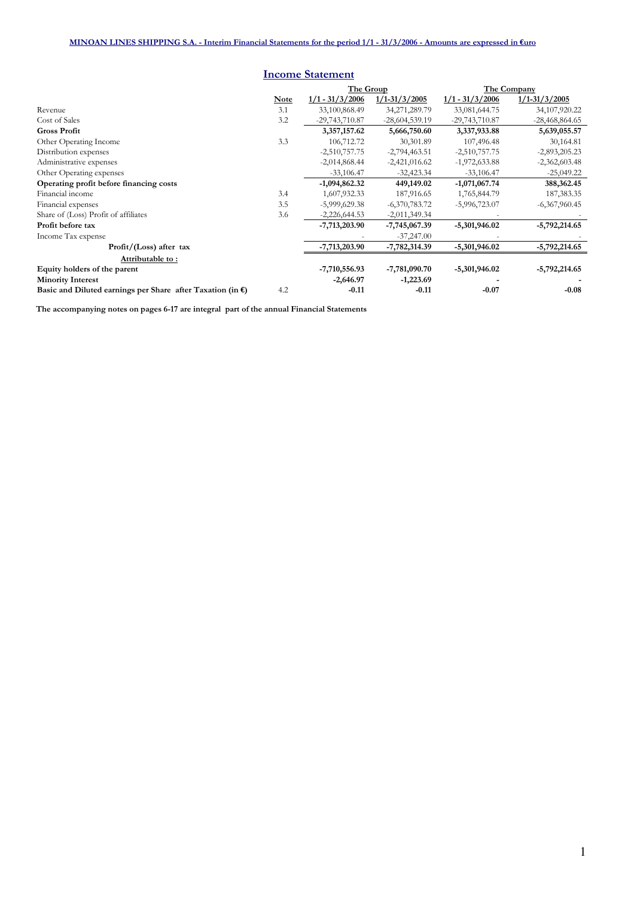MINOAN LINES SHIPPING S.A. - Interim Financial Statements for the period 1/1 - 31/3/2006 - Amounts are expressed in €uro

## Income Statement

| | | The Group | | The Company | |
|---|---|---|---|---|---|
| | Note | 1/1 - 31/3/2006 | 1/1-31/3/2005 | 1/1 - 31/3/2006 | 1/1-31/3/2005 |
| Revenue | 3.1 | 33,100,868.49 | 34,271,289.79 | 33,081,644.75 | 34,107,920.22 |
| Cost of Sales | 3.2 | -29,743,710.87 | -28,604,539.19 | -29,743,710.87 | -28,468,864.65 |
| **Gross Profit** | | **3,357,157.62** | **5,666,750.60** | **3,337,933.88** | **5,639,055.57** |
| Other Operating Income | 3.3 | 106,712.72 | 30,301.89 | 107,496.48 | 30,164.81 |
| Distribution expenses | | -2,510,757.75 | -2,794,463.51 | -2,510,757.75 | -2,893,205.23 |
| Administrative expenses | | -2,014,868.44 | -2,421,016.62 | -1,972,633.88 | -2,362,603.48 |
| Other Operating expenses | | -33,106.47 | -32,423.34 | -33,106.47 | -25,049.22 |
| **Operating profit before financing costs** | | **-1,094,862.32** | **449,149.02** | **-1,071,067.74** | **388,362.45** |
| Financial income | 3.4 | 1,607,932.33 | 187,916.65 | 1,765,844.79 | 187,383.35 |
| Financial expenses | 3.5 | -5,999,629.38 | -6,370,783.72 | -5,996,723.07 | -6,367,960.45 |
| Share of (Loss) Profit of affiliates | 3.6 | -2,226,644.53 | -2,011,349.34 | - | - |
| **Profit before tax** | | **-7,713,203.90** | **-7,745,067.39** | **-5,301,946.02** | **-5,792,214.65** |
| Income Tax expense | | - | -37,247.00 | - | - |
| **Profit/(Loss) after tax** | | **-7,713,203.90** | **-7,782,314.39** | **-5,301,946.02** | **-5,792,214.65** |
| **Attributable to :** | | | | | |
| **Equity holders of the parent** | | **-7,710,556.93** | **-7,781,090.70** | **-5,301,946.02** | **-5,792,214.65** |
| **Minority Interest** | | **-2,646.97** | **-1,223.69** | **-** | **-** |
| **Basic and Diluted earnings per Share after Taxation (in €)** | 4.2 | **-0.11** | **-0.11** | **-0.07** | **-0.08** |

**The accompanying notes on pages 6-17 are integral part of the annual Financial Statements**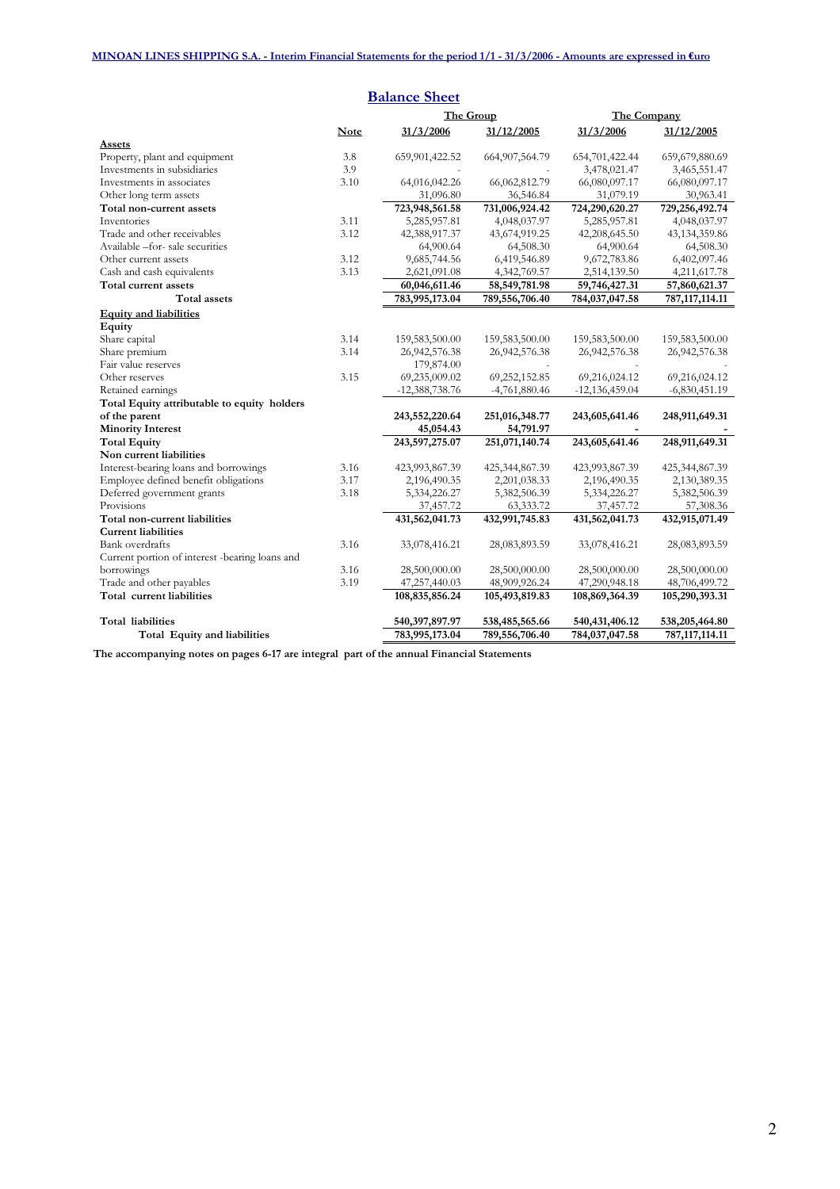**MINOAN LINES SHIPPING S.A. - Interim Financial Statements for the period 1/1 - 31/3/2006 - Amounts are expressed in €uro**

## Balance Sheet

| | Note | The Group | | The Company | |
|---|---|---|---|---|---|
| | | 31/3/2006 | 31/12/2005 | 31/3/2006 | 31/12/2005 |
| **Assets** | | | | | |
| Property, plant and equipment | 3.8 | 659,901,422.52 | 664,907,564.79 | 654,701,422.44 | 659,679,880.69 |
| Investments in subsidiaries | 3.9 | - | - | 3,478,021.47 | 3,465,551.47 |
| Investments in associates | 3.10 | 64,016,042.26 | 66,062,812.79 | 66,080,097.17 | 66,080,097.17 |
| Other long term assets | | 31,096.80 | 36,546.84 | 31,079.19 | 30,963.41 |
| **Total non-current assets** | | **723,948,561.58** | **731,006,924.42** | **724,290,620.27** | **729,256,492.74** |
| Inventories | 3.11 | 5,285,957.81 | 4,048,037.97 | 5,285,957.81 | 4,048,037.97 |
| Trade and other receivables | 3.12 | 42,388,917.37 | 43,674,919.25 | 42,208,645.50 | 43,134,359.86 |
| Available –for- sale securities | | 64,900.64 | 64,508.30 | 64,900.64 | 64,508.30 |
| Other current assets | 3.12 | 9,685,744.56 | 6,419,546.89 | 9,672,783.86 | 6,402,097.46 |
| Cash and cash equivalents | 3.13 | 2,621,091.08 | 4,342,769.57 | 2,514,139.50 | 4,211,617.78 |
| **Total current assets** | | **60,046,611.46** | **58,549,781.98** | **59,746,427.31** | **57,860,621.37** |
| **Total assets** | | **783,995,173.04** | **789,556,706.40** | **784,037,047.58** | **787,117,114.11** |
| **Equity and liabilities** | | | | | |
| **Equity** | | | | | |
| Share capital | 3.14 | 159,583,500.00 | 159,583,500.00 | 159,583,500.00 | 159,583,500.00 |
| Share premium | 3.14 | 26,942,576.38 | 26,942,576.38 | 26,942,576.38 | 26,942,576.38 |
| Fair value reserves | | 179,874.00 | - | - | - |
| Other reserves | 3.15 | 69,235,009.02 | 69,252,152.85 | 69,216,024.12 | 69,216,024.12 |
| Retained earnings | | -12,388,738.76 | -4,761,880.46 | -12,136,459.04 | -6,830,451.19 |
| **Total Equity attributable to equity holders of the parent** | | **243,552,220.64** | **251,016,348.77** | **243,605,641.46** | **248,911,649.31** |
| **Minority Interest** | | **45,054.43** | **54,791.97** | **-** | **-** |
| **Total Equity** | | **243,597,275.07** | **251,071,140.74** | **243,605,641.46** | **248,911,649.31** |
| **Non current liabilities** | | | | | |
| Interest-bearing loans and borrowings | 3.16 | 423,993,867.39 | 425,344,867.39 | 423,993,867.39 | 425,344,867.39 |
| Employee defined benefit obligations | 3.17 | 2,196,490.35 | 2,201,038.33 | 2,196,490.35 | 2,130,389.35 |
| Deferred government grants | 3.18 | 5,334,226.27 | 5,382,506.39 | 5,334,226.27 | 5,382,506.39 |
| Provisions | | 37,457.72 | 63,333.72 | 37,457.72 | 57,308.36 |
| **Total non-current liabilities** | | **431,562,041.73** | **432,991,745.83** | **431,562,041.73** | **432,915,071.49** |
| **Current liabilities** | | | | | |
| Bank overdrafts | 3.16 | 33,078,416.21 | 28,083,893.59 | 33,078,416.21 | 28,083,893.59 |
| Current portion of interest -bearing loans and borrowings | 3.16 | 28,500,000.00 | 28,500,000.00 | 28,500,000.00 | 28,500,000.00 |
| Trade and other payables | 3.19 | 47,257,440.03 | 48,909,926.24 | 47,290,948.18 | 48,706,499.72 |
| **Total current liabilities** | | **108,835,856.24** | **105,493,819.83** | **108,869,364.39** | **105,290,393.31** |
| **Total liabilities** | | **540,397,897.97** | **538,485,565.66** | **540,431,406.12** | **538,205,464.80** |
| **Total Equity and liabilities** | | **783,995,173.04** | **789,556,706.40** | **784,037,047.58** | **787,117,114.11** |

**The accompanying notes on pages 6-17 are integral part of the annual Financial Statements**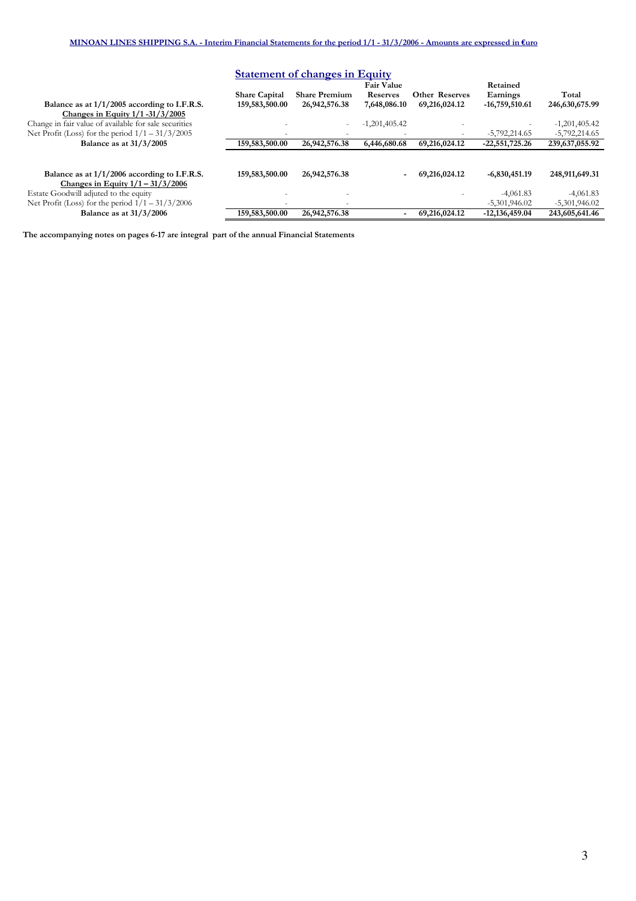**MINOAN LINES SHIPPING S.A. - Interim Financial Statements for the period 1/1 - 31/3/2006 - Amounts are expressed in €uro**

## Statement of changes in Equity

| | Share Capital | Share Premium | Fair Value Reserves | Other Reserves | Retained Earnings | Total |
|---|---|---|---|---|---|---|
| **Balance as at 1/1/2005 according to I.F.R.S.** | **159,583,500.00** | **26,942,576.38** | **7,648,086.10** | **69,216,024.12** | **-16,759,510.61** | **246,630,675.99** |
| **Changes in Equity 1/1 -31/3/2005** | | | | | | |
| Change in fair value of available for sale securities | - | - | -1,201,405.42 | - | - | -1,201,405.42 |
| Net Profit (Loss) for the period 1/1 – 31/3/2005 | - | - | - | - | -5,792,214.65 | -5,792,214.65 |
| **Balance as at 31/3/2005** | **159,583,500.00** | **26,942,576.38** | **6,446,680.68** | **69,216,024.12** | **-22,551,725.26** | **239,637,055.92** |
| | | | | | | |
| **Balance as at 1/1/2006 according to I.F.R.S.** | **159,583,500.00** | **26,942,576.38** | **-** | **69,216,024.12** | **-6,830,451.19** | **248,911,649.31** |
| **Changes in Equity 1/1 – 31/3/2006** | | | | | | |
| Estate Goodwill adjuted to the equity | - | - | | - | -4,061.83 | -4,061.83 |
| Net Profit (Loss) for the period 1/1 – 31/3/2006 | - | - | | | -5,301,946.02 | -5,301,946.02 |
| **Balance as at 31/3/2006** | **159,583,500.00** | **26,942,576.38** | **-** | **69,216,024.12** | **-12,136,459.04** | **243,605,641.46** |

**The accompanying notes on pages 6-17 are integral part of the annual Financial Statements**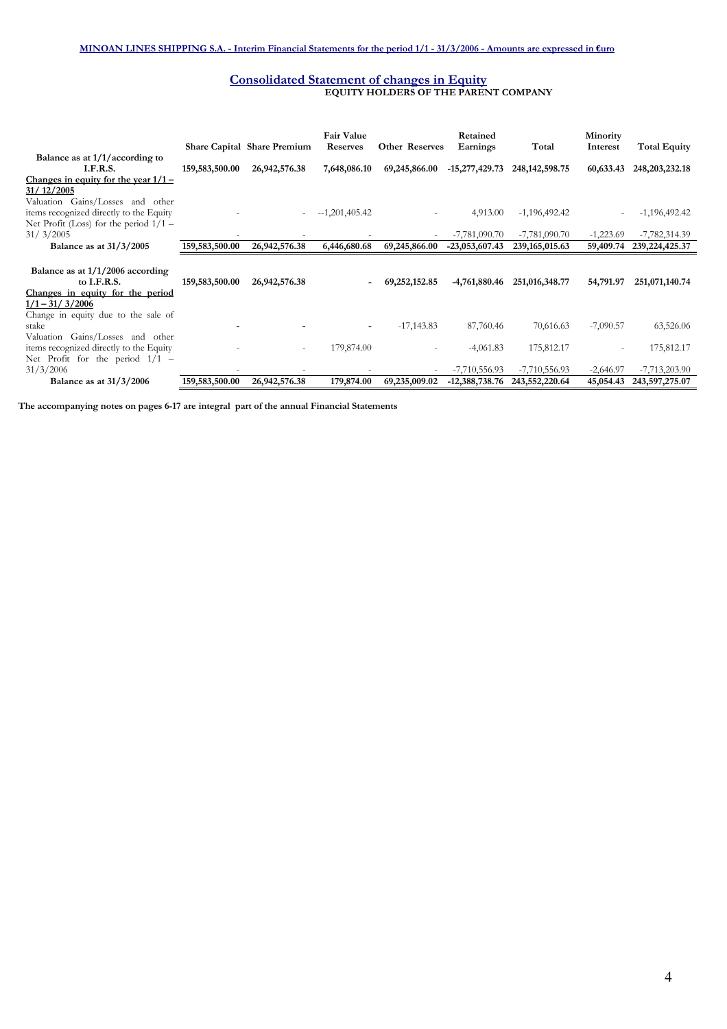## Consolidated Statement of changes in Equity

**EQUITY HOLDERS OF THE PARENT COMPANY**

| | Share Capital | Share Premium | Fair Value Reserves | Other Reserves | Retained Earnings | Total | Minority Interest | Total Equity |
|---|---|---|---|---|---|---|---|---|
| **Balance as at 1/1/according to I.F.R.S.** | **159,583,500.00** | **26,942,576.38** | **7,648,086.10** | **69,245,866.00** | **-15,277,429.73** | **248,142,598.75** | **60,633.43** | **248,203,232.18** |
| **Changes in equity for the year 1/1 – 31/ 12/2005** | | | | | | | | |
| Valuation Gains/Losses and other items recognized directly to the Equity | - | - | --1,201,405.42 | - | 4,913.00 | -1,196,492.42 | - | -1,196,492.42 |
| Net Profit (Loss) for the period 1/1 – 31/ 3/2005 | - | - | - | - | -7,781,090.70 | -7,781,090.70 | -1,223.69 | -7,782,314.39 |
| **Balance as at 31/3/2005** | **159,583,500.00** | **26,942,576.38** | **6,446,680.68** | **69,245,866.00** | **-23,053,607.43** | **239,165,015.63** | **59,409.74** | **239,224,425.37** |
| | | | | | | | | |
| **Balance as at 1/1/2006 according to I.F.R.S.** | **159,583,500.00** | **26,942,576.38** | **-** | **69,252,152.85** | **-4,761,880.46** | **251,016,348.77** | **54,791.97** | **251,071,140.74** |
| **Changes in equity for the period 1/1 – 31/ 3/2006** | | | | | | | | |
| Change in equity due to the sale of stake | - | - | - | -17,143.83 | 87,760.46 | 70,616.63 | -7,090.57 | 63,526.06 |
| Valuation Gains/Losses and other items recognized directly to the Equity | - | - | 179,874.00 | - | -4,061.83 | 175,812.17 | - | 175,812.17 |
| Net Profit for the period 1/1 – 31/3/2006 | - | - | - | - | -7,710,556.93 | -7,710,556.93 | -2,646.97 | -7,713,203.90 |
| **Balance as at 31/3/2006** | **159,583,500.00** | **26,942,576.38** | **179,874.00** | **69,235,009.02** | **-12,388,738.76** | **243,552,220.64** | **45,054.43** | **243,597,275.07** |

**The accompanying notes on pages 6-17 are integral part of the annual Financial Statements**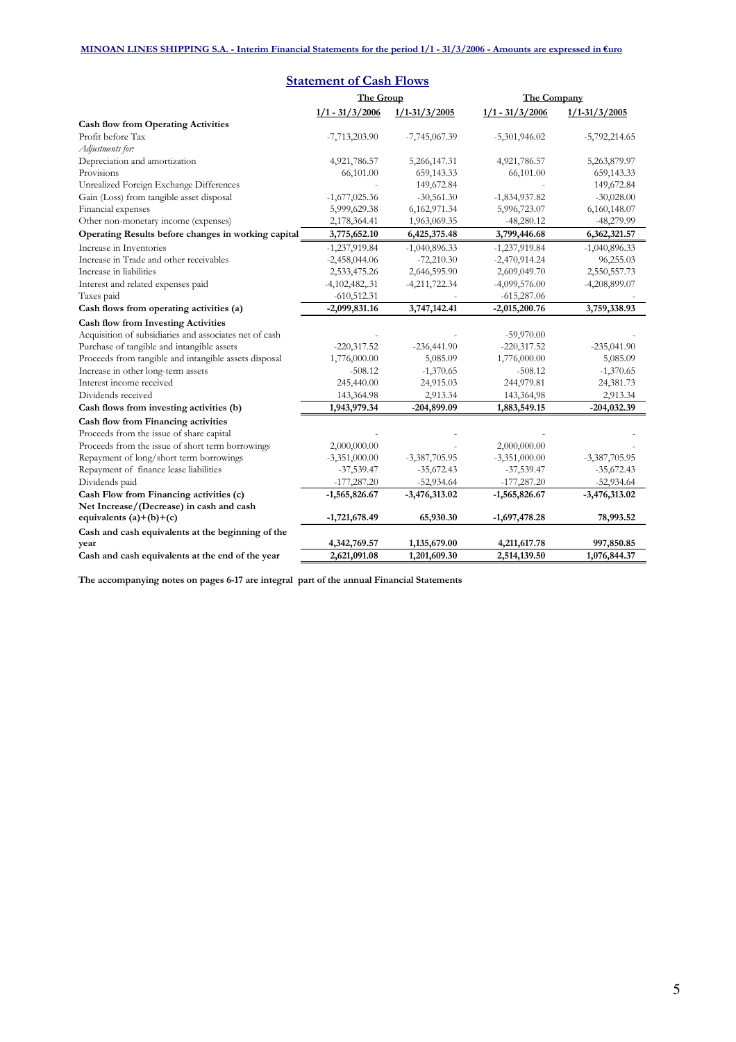**MINOAN LINES SHIPPING S.A. - Interim Financial Statements for the period 1/1 - 31/3/2006 - Amounts are expressed in €uro**

## Statement of Cash Flows

| | The Group | | The Company | |
|---|---|---|---|---|
| | 1/1 - 31/3/2006 | 1/1-31/3/2005 | 1/1 - 31/3/2006 | 1/1-31/3/2005 |
| **Cash flow from Operating Activities** | | | | |
| Profit before Tax | -7,713,203.90 | -7,745,067.39 | -5,301,946.02 | -5,792,214.65 |
| *Adjustments for:* | | | | |
| Depreciation and amortization | 4,921,786.57 | 5,266,147.31 | 4,921,786.57 | 5,263,879.97 |
| Provisions | 66,101.00 | 659,143.33 | 66,101.00 | 659,143.33 |
| Unrealized Foreign Exchange Differences | - | 149,672.84 | - | 149,672.84 |
| Gain (Loss) from tangible asset disposal | -1,677,025.36 | -30,561.30 | -1,834,937.82 | -30,028.00 |
| Financial expenses | 5,999,629.38 | 6,162,971.34 | 5,996,723.07 | 6,160,148.07 |
| Other non-monetary income (expenses) | 2,178,364.41 | 1,963,069.35 | -48,280.12 | -48,279.99 |
| **Operating Results before changes in working capital** | **3,775,652.10** | **6,425,375.48** | **3,799,446.68** | **6,362,321.57** |
| Increase in Inventories | -1,237,919.84 | -1,040,896.33 | -1,237,919.84 | -1,040,896.33 |
| Increase in Trade and other receivables | -2,458,044.06 | -72,210.30 | -2,470,914.24 | 96,255.03 |
| Increase in liabilities | 2,533,475.26 | 2,646,595.90 | 2,609,049.70 | 2,550,557.73 |
| Interest and related expenses paid | -4,102,482,.31 | -4,211,722.34 | -4,099,576.00 | -4,208,899.07 |
| Taxes paid | -610,512.31 | - | -615,287.06 | - |
| **Cash flows from operating activities (a)** | **-2,099,831.16** | **3,747,142.41** | **-2,015,200.76** | **3,759,338.93** |
| **Cash flow from Investing Activities** | | | | |
| Acquisition of subsidiaries and associates net of cash | - | - | -59,970.00 | - |
| Purchase of tangible and intangible assets | -220,317.52 | -236,441.90 | -220,317.52 | -235,041.90 |
| Proceeds from tangible and intangible assets disposal | 1,776,000.00 | 5,085.09 | 1,776,000.00 | 5,085.09 |
| Increase in other long-term assets | -508.12 | -1,370.65 | -508.12 | -1,370.65 |
| Interest income received | 245,440.00 | 24,915.03 | 244,979.81 | 24,381.73 |
| Dividends received | 143,364.98 | 2,913.34 | 143,364,98 | 2,913.34 |
| **Cash flows from investing activities (b)** | **1,943,979.34** | **-204,899.09** | **1,883,549.15** | **-204,032.39** |
| **Cash flow from Financing activities** | | | | |
| Proceeds from the issue of share capital | - | - | - | - |
| Proceeds from the issue of short term borrowings | 2,000,000.00 | - | 2,000,000.00 | - |
| Repayment of long/short term borrowings | -3,351,000.00 | -3,387,705.95 | -3,351,000.00 | -3,387,705.95 |
| Repayment of finance lease liabilities | -37,539.47 | -35,672.43 | -37,539.47 | -35,672.43 |
| Dividends paid | -177,287.20 | -52,934.64 | -177,287.20 | -52,934.64 |
| **Cash Flow from Financing activities (c)** | **-1,565,826.67** | **-3,476,313.02** | **-1,565,826.67** | **-3,476,313.02** |
| **Net Increase/(Decrease) in cash and cash equivalents (a)+(b)+(c)** | **-1,721,678.49** | **65,930.30** | **-1,697,478.28** | **78,993.52** |
| **Cash and cash equivalents at the beginning of the year** | **4,342,769.57** | **1,135,679.00** | **4,211,617.78** | **997,850.85** |
| **Cash and cash equivalents at the end of the year** | **2,621,091.08** | **1,201,609.30** | **2,514,139.50** | **1,076,844.37** |

**The accompanying notes on pages 6-17 are integral part of the annual Financial Statements**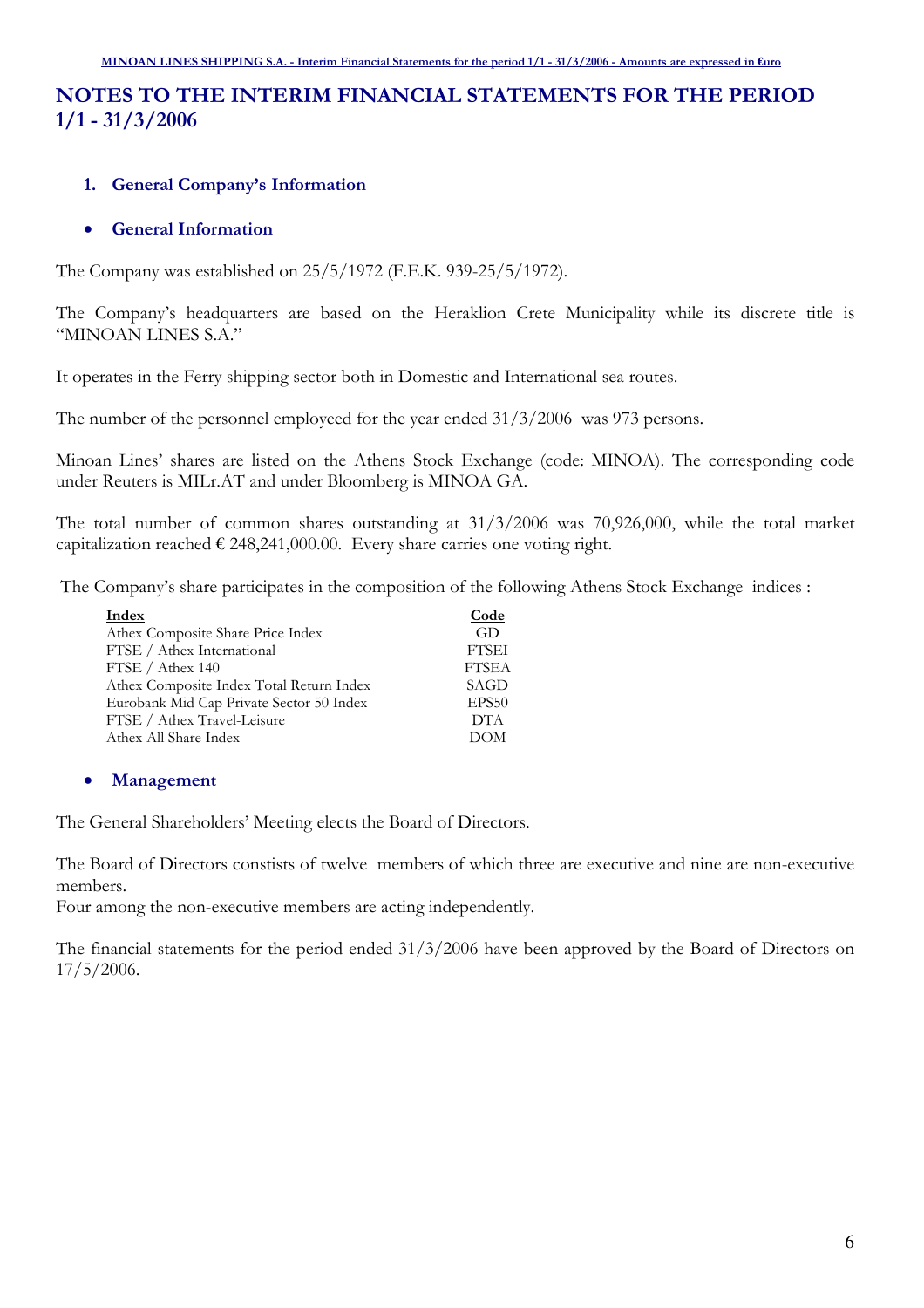# NOTES TO THE INTERIM FINANCIAL STATEMENTS FOR THE PERIOD 1/1 - 31/3/2006

## 1. General Company's Information

### • General Information

The Company was established on 25/5/1972 (F.E.K. 939-25/5/1972).

The Company's headquarters are based on the Heraklion Crete Municipality while its discrete title is "MINOAN LINES S.A."

It operates in the Ferry shipping sector both in Domestic and International sea routes.

The number of the personnel employeed for the year ended 31/3/2006 was 973 persons.

Minoan Lines' shares are listed on the Athens Stock Exchange (code: MINOA). The corresponding code under Reuters is MILr.AT and under Bloomberg is MINOA GA.

The total number of common shares outstanding at 31/3/2006 was 70,926,000, while the total market capitalization reached € 248,241,000.00. Every share carries one voting right.

The Company's share participates in the composition of the following Athens Stock Exchange indices :

| Index | Code |
|---|---|
| Athex Composite Share Price Index | GD |
| FTSE / Athex International | FTSEI |
| FTSE / Athex 140 | FTSEA |
| Athex Composite Index Total Return Index | SAGD |
| Eurobank Mid Cap Private Sector 50 Index | EPS50 |
| FTSE / Athex Travel-Leisure | DTA |
| Athex All Share Index | DOM |

### • Management

The General Shareholders' Meeting elects the Board of Directors.

The Board of Directors constists of twelve members of which three are executive and nine are non-executive members.
Four among the non-executive members are acting independently.

The financial statements for the period ended 31/3/2006 have been approved by the Board of Directors on 17/5/2006.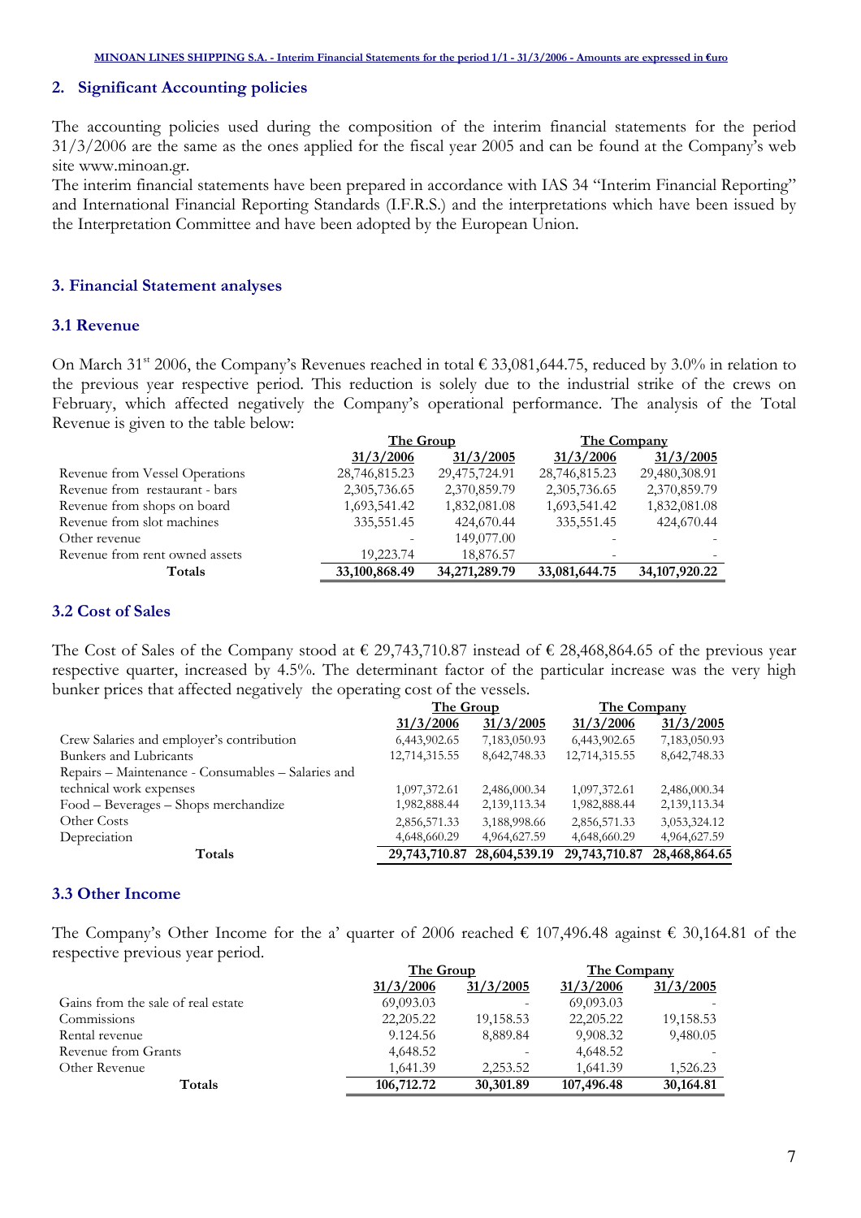## 2. Significant Accounting policies

The accounting policies used during the composition of the interim financial statements for the period 31/3/2006 are the same as the ones applied for the fiscal year 2005 and can be found at the Company's web site www.minoan.gr.

The interim financial statements have been prepared in accordance with IAS 34 "Interim Financial Reporting" and International Financial Reporting Standards (I.F.R.S.) and the interpretations which have been issued by the Interpretation Committee and have been adopted by the European Union.

## 3. Financial Statement analyses

### 3.1 Revenue

On March 31st 2006, the Company's Revenues reached in total € 33,081,644.75, reduced by 3.0% in relation to the previous year respective period. This reduction is solely due to the industrial strike of the crews on February, which affected negatively the Company's operational performance. The analysis of the Total Revenue is given to the table below:

| | The Group | | The Company | |
|---|---|---|---|---|
| | 31/3/2006 | 31/3/2005 | 31/3/2006 | 31/3/2005 |
| Revenue from Vessel Operations | 28,746,815.23 | 29,475,724.91 | 28,746,815.23 | 29,480,308.91 |
| Revenue from restaurant - bars | 2,305,736.65 | 2,370,859.79 | 2,305,736.65 | 2,370,859.79 |
| Revenue from shops on board | 1,693,541.42 | 1,832,081.08 | 1,693,541.42 | 1,832,081.08 |
| Revenue from slot machines | 335,551.45 | 424,670.44 | 335,551.45 | 424,670.44 |
| Other revenue | - | 149,077.00 | - | - |
| Revenue from rent owned assets | 19,223.74 | 18,876.57 | - | - |
| **Totals** | **33,100,868.49** | **34,271,289.79** | **33,081,644.75** | **34,107,920.22** |

### 3.2 Cost of Sales

The Cost of Sales of the Company stood at € 29,743,710.87 instead of € 28,468,864.65 of the previous year respective quarter, increased by 4.5%. The determinant factor of the particular increase was the very high bunker prices that affected negatively the operating cost of the vessels.

| | The Group | | The Company | |
|---|---|---|---|---|
| | 31/3/2006 | 31/3/2005 | 31/3/2006 | 31/3/2005 |
| Crew Salaries and employer's contribution | 6,443,902.65 | 7,183,050.93 | 6,443,902.65 | 7,183,050.93 |
| Bunkers and Lubricants | 12,714,315.55 | 8,642,748.33 | 12,714,315.55 | 8,642,748.33 |
| Repairs – Maintenance - Consumables – Salaries and technical work expenses | 1,097,372.61 | 2,486,000.34 | 1,097,372.61 | 2,486,000.34 |
| Food – Beverages – Shops merchandize | 1,982,888.44 | 2,139,113.34 | 1,982,888.44 | 2,139,113.34 |
| Other Costs | 2,856,571.33 | 3,188,998.66 | 2,856,571.33 | 3,053,324.12 |
| Depreciation | 4,648,660.29 | 4,964,627.59 | 4,648,660.29 | 4,964,627.59 |
| **Totals** | **29,743,710.87** | **28,604,539.19** | **29,743,710.87** | **28,468,864.65** |

### 3.3 Other Income

The Company's Other Income for the a' quarter of 2006 reached € 107,496.48 against € 30,164.81 of the respective previous year period.

| | The Group | | The Company | |
|---|---|---|---|---|
| | 31/3/2006 | 31/3/2005 | 31/3/2006 | 31/3/2005 |
| Gains from the sale of real estate | 69,093.03 | - | 69,093.03 | - |
| Commissions | 22,205.22 | 19,158.53 | 22,205.22 | 19,158.53 |
| Rental revenue | 9.124.56 | 8,889.84 | 9,908.32 | 9,480.05 |
| Revenue from Grants | 4,648.52 | - | 4,648.52 | - |
| Other Revenue | 1,641.39 | 2,253.52 | 1,641.39 | 1,526.23 |
| **Totals** | **106,712.72** | **30,301.89** | **107,496.48** | **30,164.81** |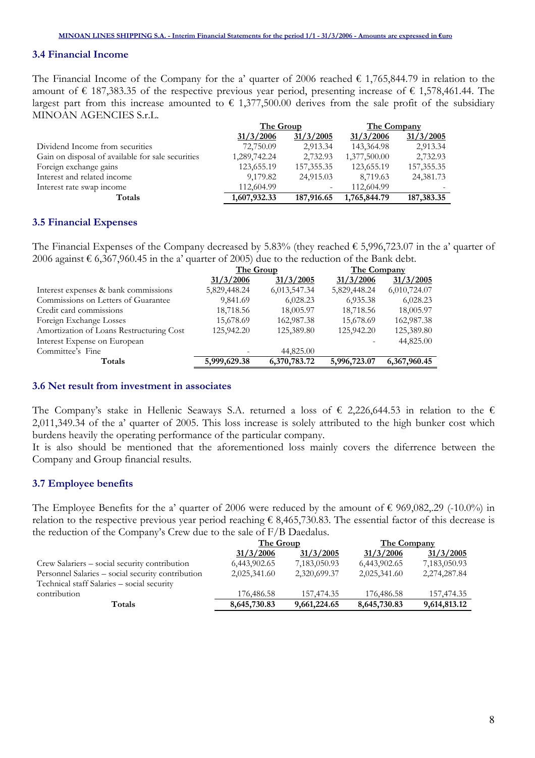### 3.4 Financial Income

The Financial Income of the Company for the a' quarter of 2006 reached € 1,765,844.79 in relation to the amount of € 187,383.35 of the respective previous year period, presenting increase of € 1,578,461.44. The largest part from this increase amounted to € 1,377,500.00 derives from the sale profit of the subsidiary MINOAN AGENCIES S.r.L.

| | The Group | | The Company | |
|---|---|---|---|---|
| | 31/3/2006 | 31/3/2005 | 31/3/2006 | 31/3/2005 |
| Dividend Income from securities | 72,750.09 | 2,913.34 | 143,364.98 | 2,913.34 |
| Gain on disposal of available for sale securities | 1,289,742.24 | 2,732.93 | 1,377,500.00 | 2,732.93 |
| Foreign exchange gains | 123,655.19 | 157,355.35 | 123,655.19 | 157,355.35 |
| Interest and related income | 9,179.82 | 24,915.03 | 8,719.63 | 24,381.73 |
| Interest rate swap income | 112,604.99 | - | 112,604.99 | - |
| **Totals** | **1,607,932.33** | **187,916.65** | **1,765,844.79** | **187,383.35** |

### 3.5 Financial Expenses

The Financial Expenses of the Company decreased by 5.83% (they reached € 5,996,723.07 in the a' quarter of 2006 against € 6,367,960.45 in the a' quarter of 2005) due to the reduction of the Bank debt.

| | The Group | | The Company | |
|---|---|---|---|---|
| | 31/3/2006 | 31/3/2005 | 31/3/2006 | 31/3/2005 |
| Interest expenses & bank commissions | 5,829,448.24 | 6,013,547.34 | 5,829,448.24 | 6,010,724.07 |
| Commissions on Letters of Guarantee | 9,841.69 | 6,028.23 | 6,935.38 | 6,028.23 |
| Credit card commissions | 18,718.56 | 18,005.97 | 18,718.56 | 18,005.97 |
| Foreign Exchange Losses | 15,678.69 | 162,987.38 | 15,678.69 | 162,987.38 |
| Amortization of Loans Restructuring Cost | 125,942.20 | 125,389.80 | 125,942.20 | 125,389.80 |
| Interest Expense on European Committee's Fine | - | 44,825.00 | - | 44,825.00 |
| **Totals** | **5,999,629.38** | **6,370,783.72** | **5,996,723.07** | **6,367,960.45** |

### 3.6 Net result from investment in associates

The Company's stake in Hellenic Seaways S.A. returned a loss of € 2,226,644.53 in relation to the € 2,011,349.34 of the a' quarter of 2005. This loss increase is solely attributed to the high bunker cost which burdens heavily the operating performance of the particular company.
It is also should be mentioned that the aforementioned loss mainly covers the diferrence between the Company and Group financial results.

### 3.7 Employee benefits

The Employee Benefits for the a' quarter of 2006 were reduced by the amount of € 969,082,.29 (-10.0%) in relation to the respective previous year period reaching € 8,465,730.83. The essential factor of this decrease is the reduction of the Company's Crew due to the sale of F/B Daedalus.

| | The Group | | The Company | |
|---|---|---|---|---|
| | 31/3/2006 | 31/3/2005 | 31/3/2006 | 31/3/2005 |
| Crew Salariers – social security contribution | 6,443,902.65 | 7,183,050.93 | 6,443,902.65 | 7,183,050.93 |
| Personnel Salaries – social security contribution | 2,025,341.60 | 2,320,699.37 | 2,025,341.60 | 2,274,287.84 |
| Technical staff Salaries – social security contribution | 176,486.58 | 157,474.35 | 176,486.58 | 157,474.35 |
| **Totals** | **8,645,730.83** | **9,661,224.65** | **8,645,730.83** | **9,614,813.12** |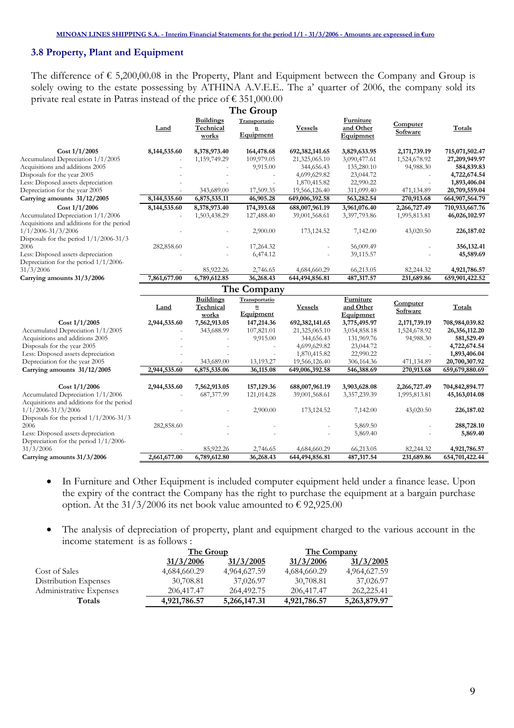## 3.8 Property, Plant and Equipment

The difference of € 5,200,00.08 in the Property, Plant and Equipment between the Company and Group is solely owing to the estate possessing by ATHINA A.V.E.E.. The a' quarter of 2006, the company sold its private real estate in Patras instead of the price of € 351,000.00

**The Group**

| | Land | Buildings Technical works | Transportation Equipment | Vessels | Furniture and Other Equipmnet | Computer Software | Totals |
|---|---|---|---|---|---|---|---|
| **Cost 1/1/2005** | **8,144,535.60** | **8,378,973.40** | **164,478.68** | **692,382,141.65** | **3,829,633.95** | **2,171,739.19** | **715,071,502.47** |
| Accumulated Depreciation 1/1/2005 | - | 1,159,749.29 | 109,979.05 | 21,325,065.10 | 3,090,477.61 | 1,524,678.92 | **27,209,949.97** |
| Acquisitions and additions 2005 | - | - | 9,915.00 | 344,656.43 | 135,280.10 | 94,988.30 | **584,839.83** |
| Disposals for the year 2005 | - | - | - | 4,699,629.82 | 23,044.72 | - | **4,722,674.54** |
| Less: Disposed assets depreciation | - | - | - | 1,870,415.82 | 22,990.22 | - | **1,893,406.04** |
| Depreciation for the year 2005 | - | 343,689.00 | 17,509.35 | 19,566,126.40 | 311,099.40 | 471,134.89 | **20,709,559.04** |
| **Carrying amounts 31/12/2005** | **8,144,535.60** | **6,875,535.11** | **46,905.28** | **649,006,392.58** | **563,282.54** | **270,913.68** | **664,907,564.79** |
| **Cost 1/1/2006** | **8,144,535.60** | **8,378,973.40** | **174,393.68** | **688,007,961.19** | **3,961,076.40** | **2,266,727.49** | **710,933,667.76** |
| Accumulated Depreciation 1/1/2006 | - | 1,503,438.29 | 127,488.40 | 39,001,568.61 | 3,397,793.86 | 1,995,813.81 | **46,026,102.97** |
| Acquisitions and additions for the period 1/1/2006-31/3/2006 | - | - | 2,900.00 | 173,124.52 | 7,142.00 | 43,020.50 | **226,187.02** |
| Disposals for the period 1/1/2006-31/3 2006 | 282,858.60 | - | 17,264.32 | - | 56,009.49 | - | **356,132.41** |
| Less: Disposed assets depreciation | - | - | 6,474.12 | - | 39,115.57 | - | **45,589.69** |
| Depreciation for the period 1/1/2006-31/3/2006 | - | 85,922.26 | 2,746.65 | 4,684,660.29 | 66,213.05 | 82,244.32 | **4,921,786.57** |
| **Carrying amounts 31/3/2006** | **7,861,677.00** | **6,789,612.85** | **36,268.43** | **644,494,856.81** | **487,317.57** | **231,689.86** | **659,901,422.52** |

**The Company**

| | Land | Buildings Technical works | Transportation Equipment | Vessels | Furniture and Other Equipmnet | Computer Software | Totals |
|---|---|---|---|---|---|---|---|
| **Cost 1/1/2005** | **2,944,535.60** | **7,562,913.05** | **147,214.36** | **692,382,141.65** | **3,775,495.97** | **2,171,739.19** | **708,984,039.82** |
| Accumulated Depreciation 1/1/2005 | - | 343,688.99 | 107,821.01 | 21,325,065.10 | 3,054,858.18 | 1,524,678.92 | **26,356,112.20** |
| Acquisitions and additions 2005 | - | - | 9,915.00 | 344,656.43 | 131,969.76 | 94,988.30 | **581,529.49** |
| Disposals for the year 2005 | - | - | - | 4,699,629.82 | 23,044.72 | - | **4,722,674.54** |
| Less: Disposed assets depreciation | - | - | - | 1,870,415.82 | 22,990.22 | - | **1,893,406.04** |
| Depreciation for the year 2005 | - | 343,689.00 | 13,193.27 | 19,566,126.40 | 306,164.36 | 471,134.89 | **20,700,307.92** |
| **Carrying amounts 31/12/2005** | **2,944,535.60** | **6,875,535.06** | **36,115.08** | **649,006,392.58** | **546,388.69** | **270,913.68** | **659,679,880.69** |
| **Cost 1/1/2006** | **2,944,535.60** | **7,562,913.05** | **157,129.36** | **688,007,961.19** | **3,903,628.08** | **2,266,727.49** | **704,842,894.77** |
| Accumulated Depreciation 1/1/2006 | - | 687,377.99 | 121,014.28 | 39,001,568.61 | 3,357,239.39 | 1,995,813.81 | **45,163,014.08** |
| Acquisitions and additions for the period 1/1/2006-31/3/2006 | - | - | 2,900.00 | 173,124.52 | 7,142.00 | 43,020.50 | **226,187.02** |
| Disposals for the period 1/1/2006-31/3 2006 | 282,858.60 | - | - | - | 5,869.50 | - | **288,728.10** |
| Less: Disposed assets depreciation | - | - | - | - | 5,869.40 | - | **5,869.40** |
| Depreciation for the period 1/1/2006-31/3/2006 | - | 85,922.26 | 2,746.65 | 4,684,660.29 | 66,213.05 | 82,244.32 | **4,921,786.57** |
| **Carrying amounts 31/3/2006** | **2,661,677.00** | **6,789,612.80** | **36,268.43** | **644,494,856.81** | **487,317.54** | **231,689.86** | **654,701,422.44** |

- In Furniture and Other Equipment is included computer equipment held under a finance lease. Upon the expiry of the contract the Company has the right to purchase the equipment at a bargain purchase option. At the 31/3/2006 its net book value amounted to € 92,925.00

- The analysis of depreciation of property, plant and equipment charged to the various account in the income statement is as follows :

| | The Group | | The Company | |
|---|---|---|---|---|
| | 31/3/2006 | 31/3/2005 | 31/3/2006 | 31/3/2005 |
| Cost of Sales | 4,684,660.29 | 4,964,627.59 | 4,684,660.29 | 4,964,627.59 |
| Distribution Expenses | 30,708.81 | 37,026.97 | 30,708.81 | 37,026.97 |
| Administrative Expenses | 206,417.47 | 264,492.75 | 206,417.47 | 262,225.41 |
| **Totals** | **4,921,786.57** | **5,266,147.31** | **4,921,786.57** | **5,263,879.97** |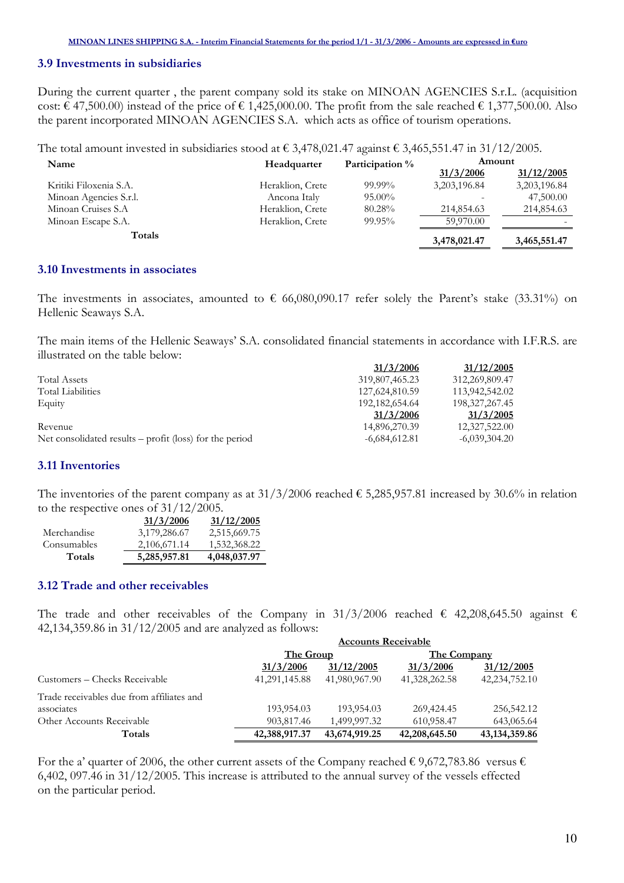### 3.9 Investments in subsidiaries

During the current quarter , the parent company sold its stake on MINOAN AGENCIES S.r.L. (acquisition cost: € 47,500.00) instead of the price of € 1,425,000.00. The profit from the sale reached € 1,377,500.00. Also the parent incorporated MINOAN AGENCIES S.A. which acts as office of tourism operations.

The total amount invested in subsidiaries stood at € 3,478,021.47 against € 3,465,551.47 in 31/12/2005.

| Name | Headquarter | Participation % | Amount | |
|---|---|---|---|---|
| | | | 31/3/2006 | 31/12/2005 |
| Kritiki Filoxenia S.A. | Heraklion, Crete | 99.99% | 3,203,196.84 | 3,203,196.84 |
| Minoan Agencies S.r.l. | Ancona Italy | 95.00% | - | 47,500.00 |
| Minoan Cruises S.A | Heraklion, Crete | 80.28% | 214,854.63 | 214,854.63 |
| Minoan Escape S.A. | Heraklion, Crete | 99.95% | 59,970.00 | - |
| **Totals** | | | **3,478,021.47** | **3,465,551.47** |

### 3.10 Investments in associates

The investments in associates, amounted to € 66,080,090.17 refer solely the Parent's stake (33.31%) on Hellenic Seaways S.A.

The main items of the Hellenic Seaways' S.A. consolidated financial statements in accordance with I.F.R.S. are illustrated on the table below:

| | 31/3/2006 | 31/12/2005 |
|---|---|---|
| Total Assets | 319,807,465.23 | 312,269,809.47 |
| Total Liabilities | 127,624,810.59 | 113,942,542.02 |
| Equity | 192,182,654.64 | 198,327,267.45 |
| | 31/3/2006 | 31/3/2005 |
| Revenue | 14,896,270.39 | 12,327,522.00 |
| Net consolidated results – profit (loss) for the period | -6,684,612.81 | -6,039,304.20 |

### 3.11 Inventories

The inventories of the parent company as at 31/3/2006 reached € 5,285,957.81 increased by 30.6% in relation to the respective ones of 31/12/2005.

| | 31/3/2006 | 31/12/2005 |
|---|---|---|
| Merchandise | 3,179,286.67 | 2,515,669.75 |
| Consumables | 2,106,671.14 | 1,532,368.22 |
| **Totals** | **5,285,957.81** | **4,048,037.97** |

### 3.12 Trade and other receivables

The trade and other receivables of the Company in 31/3/2006 reached € 42,208,645.50 against € 42,134,359.86 in 31/12/2005 and are analyzed as follows:

| | Accounts Receivable | | | |
|---|---|---|---|---|
| | The Group | | The Company | |
| | 31/3/2006 | 31/12/2005 | 31/3/2006 | 31/12/2005 |
| Customers – Checks Receivable | 41,291,145.88 | 41,980,967.90 | 41,328,262.58 | 42,234,752.10 |
| Trade receivables due from affiliates and associates | 193,954.03 | 193,954.03 | 269,424.45 | 256,542.12 |
| Other Accounts Receivable | 903,817.46 | 1,499,997.32 | 610,958.47 | 643,065.64 |
| **Totals** | **42,388,917.37** | **43,674,919.25** | **42,208,645.50** | **43,134,359.86** |

For the a' quarter of 2006, the other current assets of the Company reached € 9,672,783.86 versus € 6,402, 097.46 in 31/12/2005. This increase is attributed to the annual survey of the vessels effected on the particular period.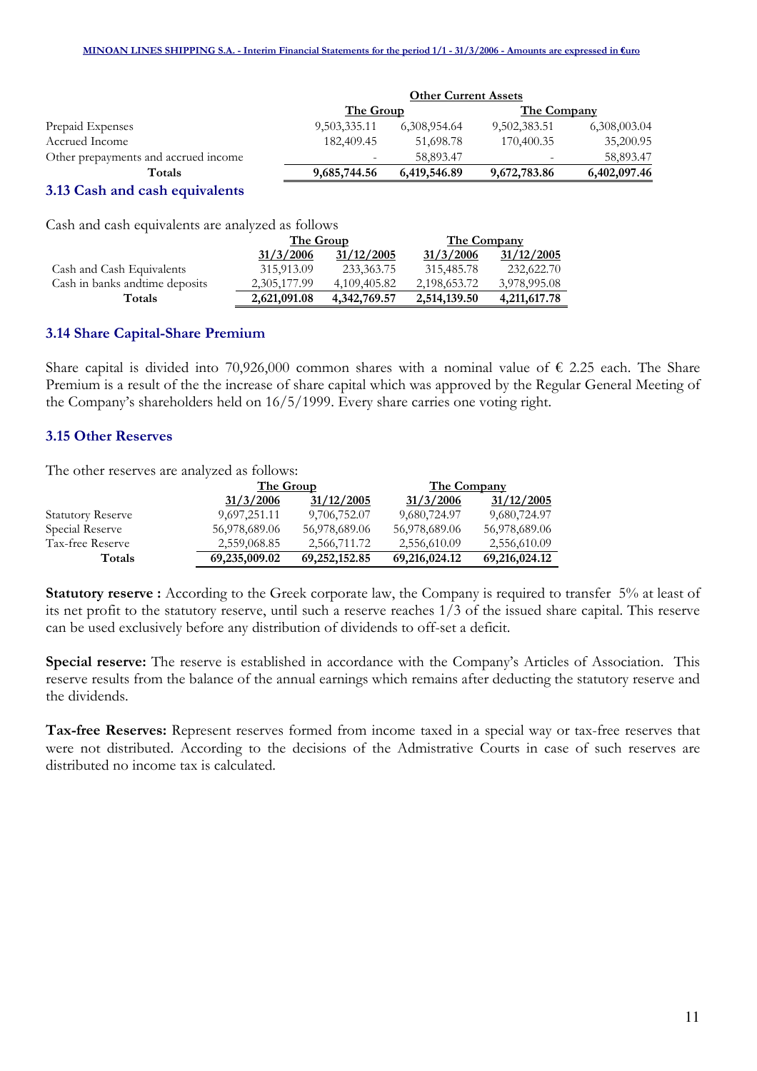| | Other Current Assets | | | |
|---|---|---|---|---|
| | The Group | | The Company | |
| Prepaid Expenses | 9,503,335.11 | 6,308,954.64 | 9,502,383.51 | 6,308,003.04 |
| Accrued Income | 182,409.45 | 51,698.78 | 170,400.35 | 35,200.95 |
| Other prepayments and accrued income | - | 58,893.47 | - | 58,893.47 |
| **Totals** | **9,685,744.56** | **6,419,546.89** | **9,672,783.86** | **6,402,097.46** |

### 3.13 Cash and cash equivalents

Cash and cash equivalents are analyzed as follows

| | The Group | | The Company | |
|---|---|---|---|---|
| | 31/3/2006 | 31/12/2005 | 31/3/2006 | 31/12/2005 |
| Cash and Cash Equivalents | 315,913.09 | 233,363.75 | 315,485.78 | 232,622.70 |
| Cash in banks andtime deposits | 2,305,177.99 | 4,109,405.82 | 2,198,653.72 | 3,978,995.08 |
| **Totals** | **2,621,091.08** | **4,342,769.57** | **2,514,139.50** | **4,211,617.78** |

### 3.14 Share Capital-Share Premium

Share capital is divided into 70,926,000 common shares with a nominal value of € 2.25 each. The Share Premium is a result of the the increase of share capital which was approved by the Regular General Meeting of the Company's shareholders held on 16/5/1999. Every share carries one voting right.

### 3.15 Other Reserves

The other reserves are analyzed as follows:

| | The Group | | The Company | |
|---|---|---|---|---|
| | 31/3/2006 | 31/12/2005 | 31/3/2006 | 31/12/2005 |
| Statutory Reserve | 9,697,251.11 | 9,706,752.07 | 9,680,724.97 | 9,680,724.97 |
| Special Reserve | 56,978,689.06 | 56,978,689.06 | 56,978,689.06 | 56,978,689.06 |
| Tax-free Reserve | 2,559,068.85 | 2,566,711.72 | 2,556,610.09 | 2,556,610.09 |
| **Totals** | **69,235,009.02** | **69,252,152.85** | **69,216,024.12** | **69,216,024.12** |

**Statutory reserve :** According to the Greek corporate law, the Company is required to transfer 5% at least of its net profit to the statutory reserve, until such a reserve reaches 1/3 of the issued share capital. This reserve can be used exclusively before any distribution of dividends to off-set a deficit.

**Special reserve:** The reserve is established in accordance with the Company's Articles of Association. This reserve results from the balance of the annual earnings which remains after deducting the statutory reserve and the dividends.

**Tax-free Reserves:** Represent reserves formed from income taxed in a special way or tax-free reserves that were not distributed. According to the decisions of the Admistrative Courts in case of such reserves are distributed no income tax is calculated.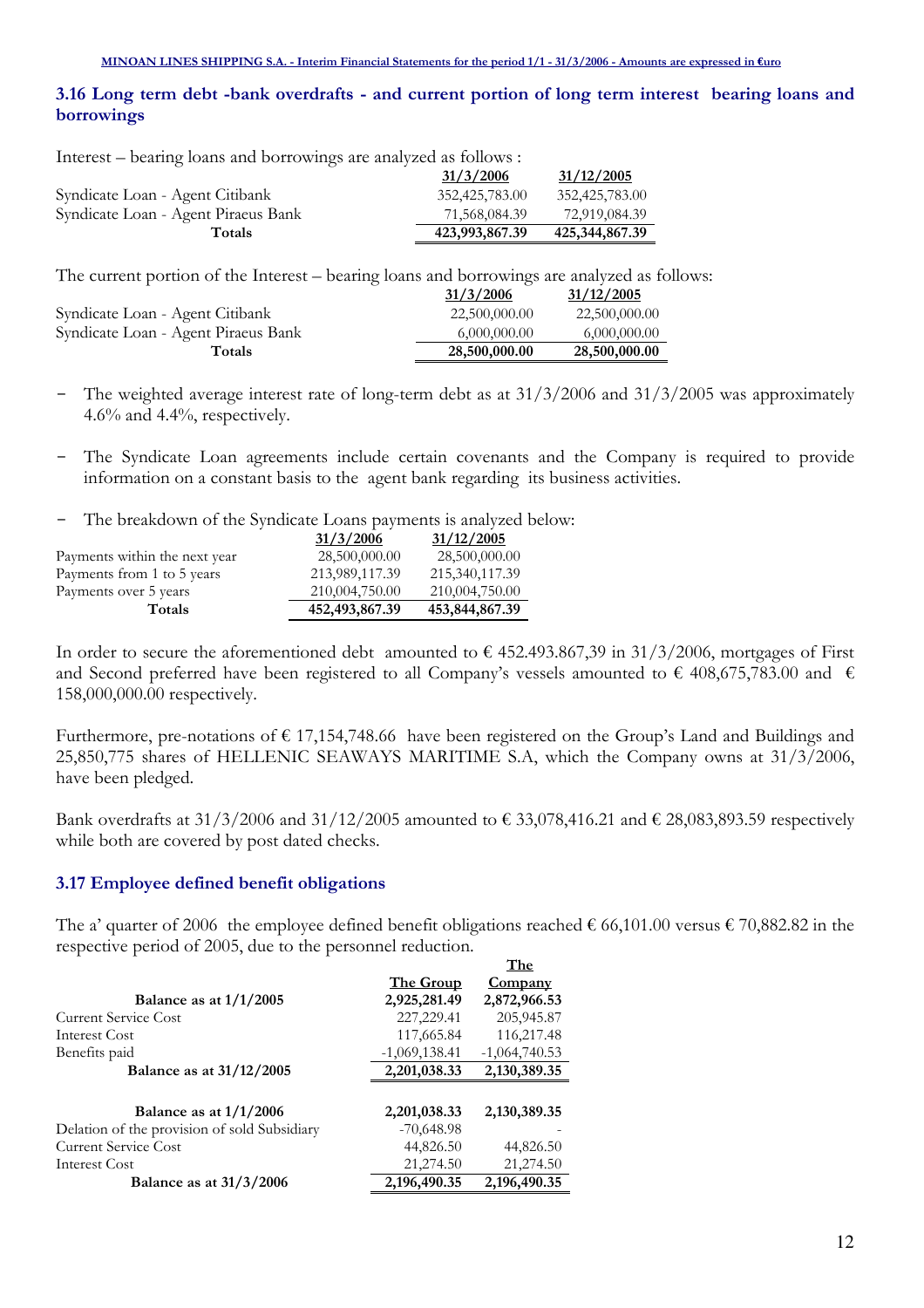### 3.16 Long term debt -bank overdrafts - and current portion of long term interest bearing loans and borrowings

Interest – bearing loans and borrowings are analyzed as follows :

| | 31/3/2006 | 31/12/2005 |
|---|---|---|
| Syndicate Loan - Agent Citibank | 352,425,783.00 | 352,425,783.00 |
| Syndicate Loan - Agent Piraeus Bank | 71,568,084.39 | 72,919,084.39 |
| **Totals** | **423,993,867.39** | **425,344,867.39** |

The current portion of the Interest – bearing loans and borrowings are analyzed as follows:

| | 31/3/2006 | 31/12/2005 |
|---|---|---|
| Syndicate Loan - Agent Citibank | 22,500,000.00 | 22,500,000.00 |
| Syndicate Loan - Agent Piraeus Bank | 6,000,000.00 | 6,000,000.00 |
| **Totals** | **28,500,000.00** | **28,500,000.00** |

- The weighted average interest rate of long-term debt as at 31/3/2006 and 31/3/2005 was approximately 4.6% and 4.4%, respectively.
- The Syndicate Loan agreements include certain covenants and the Company is required to provide information on a constant basis to the agent bank regarding its business activities.
- The breakdown of the Syndicate Loans payments is analyzed below:

| | 31/3/2006 | 31/12/2005 |
|---|---|---|
| Payments within the next year | 28,500,000.00 | 28,500,000.00 |
| Payments from 1 to 5 years | 213,989,117.39 | 215,340,117.39 |
| Payments over 5 years | 210,004,750.00 | 210,004,750.00 |
| **Totals** | **452,493,867.39** | **453,844,867.39** |

In order to secure the aforementioned debt amounted to € 452.493.867,39 in 31/3/2006, mortgages of First and Second preferred have been registered to all Company's vessels amounted to € 408,675,783.00 and € 158,000,000.00 respectively.

Furthermore, pre-notations of € 17,154,748.66 have been registered on the Group's Land and Buildings and 25,850,775 shares of HELLENIC SEAWAYS MARITIME S.A, which the Company owns at 31/3/2006, have been pledged.

Bank overdrafts at 31/3/2006 and 31/12/2005 amounted to € 33,078,416.21 and € 28,083,893.59 respectively while both are covered by post dated checks.

### 3.17 Employee defined benefit obligations

The a' quarter of 2006 the employee defined benefit obligations reached € 66,101.00 versus € 70,882.82 in the respective period of 2005, due to the personnel reduction.

| | The Group | The Company |
|---|---|---|
| **Balance as at 1/1/2005** | **2,925,281.49** | **2,872,966.53** |
| Current Service Cost | 227,229.41 | 205,945.87 |
| Interest Cost | 117,665.84 | 116,217.48 |
| Benefits paid | -1,069,138.41 | -1,064,740.53 |
| **Balance as at 31/12/2005** | **2,201,038.33** | **2,130,389.35** |
| | | |
| **Balance as at 1/1/2006** | **2,201,038.33** | **2,130,389.35** |
| Delation of the provision of sold Subsidiary | -70,648.98 | - |
| Current Service Cost | 44,826.50 | 44,826.50 |
| Interest Cost | 21,274.50 | 21,274.50 |
| **Balance as at 31/3/2006** | **2,196,490.35** | **2,196,490.35** |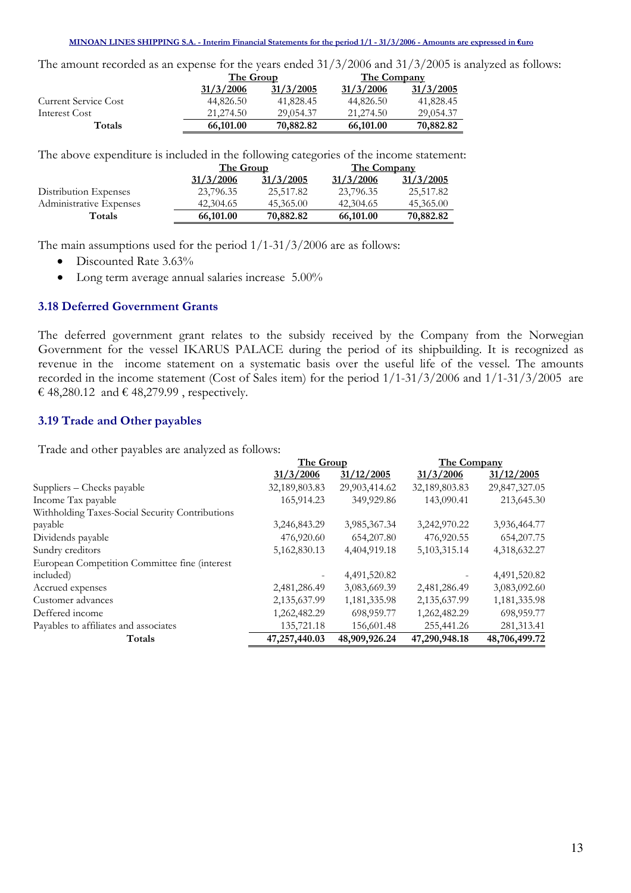The amount recorded as an expense for the years ended 31/3/2006 and 31/3/2005 is analyzed as follows:

| | The Group | | The Company | |
|---|---|---|---|---|
| | 31/3/2006 | 31/3/2005 | 31/3/2006 | 31/3/2005 |
| Current Service Cost | 44,826.50 | 41,828.45 | 44,826.50 | 41,828.45 |
| Interest Cost | 21,274.50 | 29,054.37 | 21,274.50 | 29,054.37 |
| **Totals** | **66,101.00** | **70,882.82** | **66,101.00** | **70,882.82** |

The above expenditure is included in the following categories of the income statement:

| | The Group | | The Company | |
|---|---|---|---|---|
| | 31/3/2006 | 31/3/2005 | 31/3/2006 | 31/3/2005 |
| Distribution Expenses | 23,796.35 | 25,517.82 | 23,796.35 | 25,517.82 |
| Administrative Expenses | 42,304.65 | 45,365.00 | 42,304.65 | 45,365.00 |
| **Totals** | **66,101.00** | **70,882.82** | **66,101.00** | **70,882.82** |

The main assumptions used for the period 1/1-31/3/2006 are as follows:

- Discounted Rate 3.63%
- Long term average annual salaries increase 5.00%

### 3.18 Deferred Government Grants

The deferred government grant relates to the subsidy received by the Company from the Norwegian Government for the vessel IKARUS PALACE during the period of its shipbuilding. It is recognized as revenue in the income statement on a systematic basis over the useful life of the vessel. The amounts recorded in the income statement (Cost of Sales item) for the period 1/1-31/3/2006 and 1/1-31/3/2005 are € 48,280.12 and € 48,279.99 , respectively.

### 3.19 Trade and Other payables

Trade and other payables are analyzed as follows:

| | The Group | | The Company | |
|---|---|---|---|---|
| | 31/3/2006 | 31/12/2005 | 31/3/2006 | 31/12/2005 |
| Suppliers – Checks payable | 32,189,803.83 | 29,903,414.62 | 32,189,803.83 | 29,847,327.05 |
| Income Tax payable | 165,914.23 | 349,929.86 | 143,090.41 | 213,645.30 |
| Withholding Taxes-Social Security Contributions payable | 3,246,843.29 | 3,985,367.34 | 3,242,970.22 | 3,936,464.77 |
| Dividends payable | 476,920.60 | 654,207.80 | 476,920.55 | 654,207.75 |
| Sundry creditors | 5,162,830.13 | 4,404,919.18 | 5,103,315.14 | 4,318,632.27 |
| European Competition Committee fine (interest included) | - | 4,491,520.82 | - | 4,491,520.82 |
| Accrued expenses | 2,481,286.49 | 3,083,669.39 | 2,481,286.49 | 3,083,092.60 |
| Customer advances | 2,135,637.99 | 1,181,335.98 | 2,135,637.99 | 1,181,335.98 |
| Deffered income | 1,262,482.29 | 698,959.77 | 1,262,482.29 | 698,959.77 |
| Payables to affiliates and associates | 135,721.18 | 156,601.48 | 255,441.26 | 281,313.41 |
| **Totals** | **47,257,440.03** | **48,909,926.24** | **47,290,948.18** | **48,706,499.72** |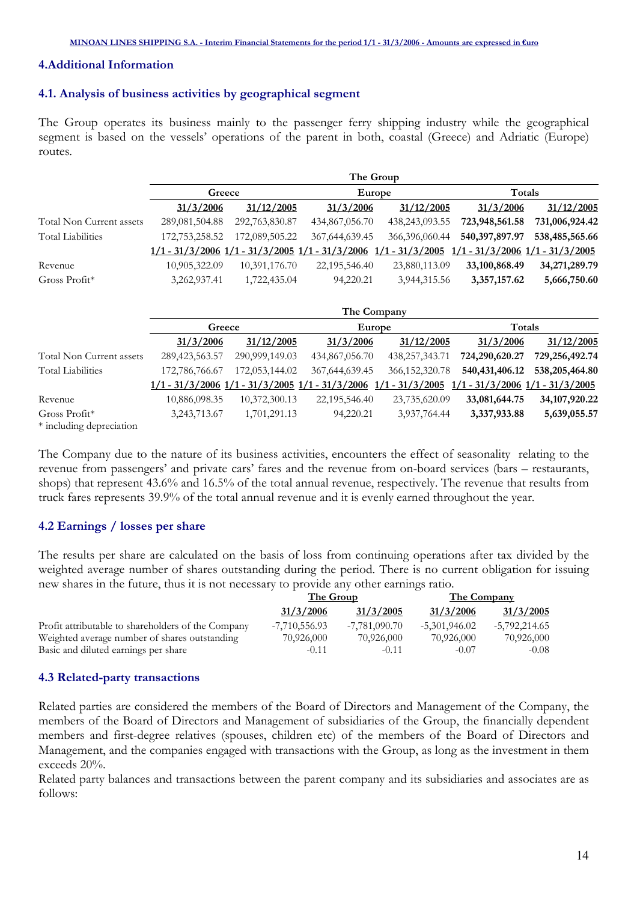## 4.Additional Information

### 4.1. Analysis of business activities by geographical segment

The Group operates its business mainly to the passenger ferry shipping industry while the geographical segment is based on the vessels' operations of the parent in both, coastal (Greece) and Adriatic (Europe) routes.

| | The Group | | | | | |
|---|---|---|---|---|---|---|
| | Greece | | Europe | | Totals | |
| | 31/3/2006 | 31/12/2005 | 31/3/2006 | 31/12/2005 | 31/3/2006 | 31/12/2005 |
| Total Non Current assets | 289,081,504.88 | 292,763,830.87 | 434,867,056.70 | 438,243,093.55 | **723,948,561.58** | **731,006,924.42** |
| Total Liabilities | 172,753,258.52 | 172,089,505.22 | 367,644,639.45 | 366,396,060.44 | **540,397,897.97** | **538,485,565.66** |
| | 1/1 - 31/3/2006 | 1/1 - 31/3/2005 | 1/1 - 31/3/2006 | 1/1 - 31/3/2005 | 1/1 - 31/3/2006 | 1/1 - 31/3/2005 |
| Revenue | 10,905,322.09 | 10,391,176.70 | 22,195,546.40 | 23,880,113.09 | **33,100,868.49** | **34,271,289.79** |
| Gross Profit* | 3,262,937.41 | 1,722,435.04 | 94,220.21 | 3,944,315.56 | **3,357,157.62** | **5,666,750.60** |

| | The Company | | | | | |
|---|---|---|---|---|---|---|
| | Greece | | Europe | | Totals | |
| | 31/3/2006 | 31/12/2005 | 31/3/2006 | 31/12/2005 | 31/3/2006 | 31/12/2005 |
| Total Non Current assets | 289,423,563.57 | 290,999,149.03 | 434,867,056.70 | 438,257,343.71 | **724,290,620.27** | **729,256,492.74** |
| Total Liabilities | 172,786,766.67 | 172,053,144.02 | 367,644,639.45 | 366,152,320.78 | **540,431,406.12** | **538,205,464.80** |
| | 1/1 - 31/3/2006 | 1/1 - 31/3/2005 | 1/1 - 31/3/2006 | 1/1 - 31/3/2005 | 1/1 - 31/3/2006 | 1/1 - 31/3/2005 |
| Revenue | 10,886,098.35 | 10,372,300.13 | 22,195,546.40 | 23,735,620.09 | **33,081,644.75** | **34,107,920.22** |
| Gross Profit* | 3,243,713.67 | 1,701,291.13 | 94,220.21 | 3,937,764.44 | **3,337,933.88** | **5,639,055.57** |

\* including depreciation

The Company due to the nature of its business activities, encounters the effect of seasonality relating to the revenue from passengers' and private cars' fares and the revenue from on-board services (bars – restaurants, shops) that represent 43.6% and 16.5% of the total annual revenue, respectively. The revenue that results from truck fares represents 39.9% of the total annual revenue and it is evenly earned throughout the year.

### 4.2 Earnings / losses per share

The results per share are calculated on the basis of loss from continuing operations after tax divided by the weighted average number of shares outstanding during the period. There is no current obligation for issuing new shares in the future, thus it is not necessary to provide any other earnings ratio.

| | The Group | | The Company | |
|---|---|---|---|---|
| | 31/3/2006 | 31/3/2005 | 31/3/2006 | 31/3/2005 |
| Profit attributable to shareholders of the Company | -7,710,556.93 | -7,781,090.70 | -5,301,946.02 | -5,792,214.65 |
| Weighted average number of shares outstanding | 70,926,000 | 70,926,000 | 70,926,000 | 70,926,000 |
| Basic and diluted earnings per share | -0.11 | -0.11 | -0.07 | -0.08 |

### 4.3 Related-party transactions

Related parties are considered the members of the Board of Directors and Management of the Company, the members of the Board of Directors and Management of subsidiaries of the Group, the financially dependent members and first-degree relatives (spouses, children etc) of the members of the Board of Directors and Management, and the companies engaged with transactions with the Group, as long as the investment in them exceeds 20%.

Related party balances and transactions between the parent company and its subsidiaries and associates are as follows: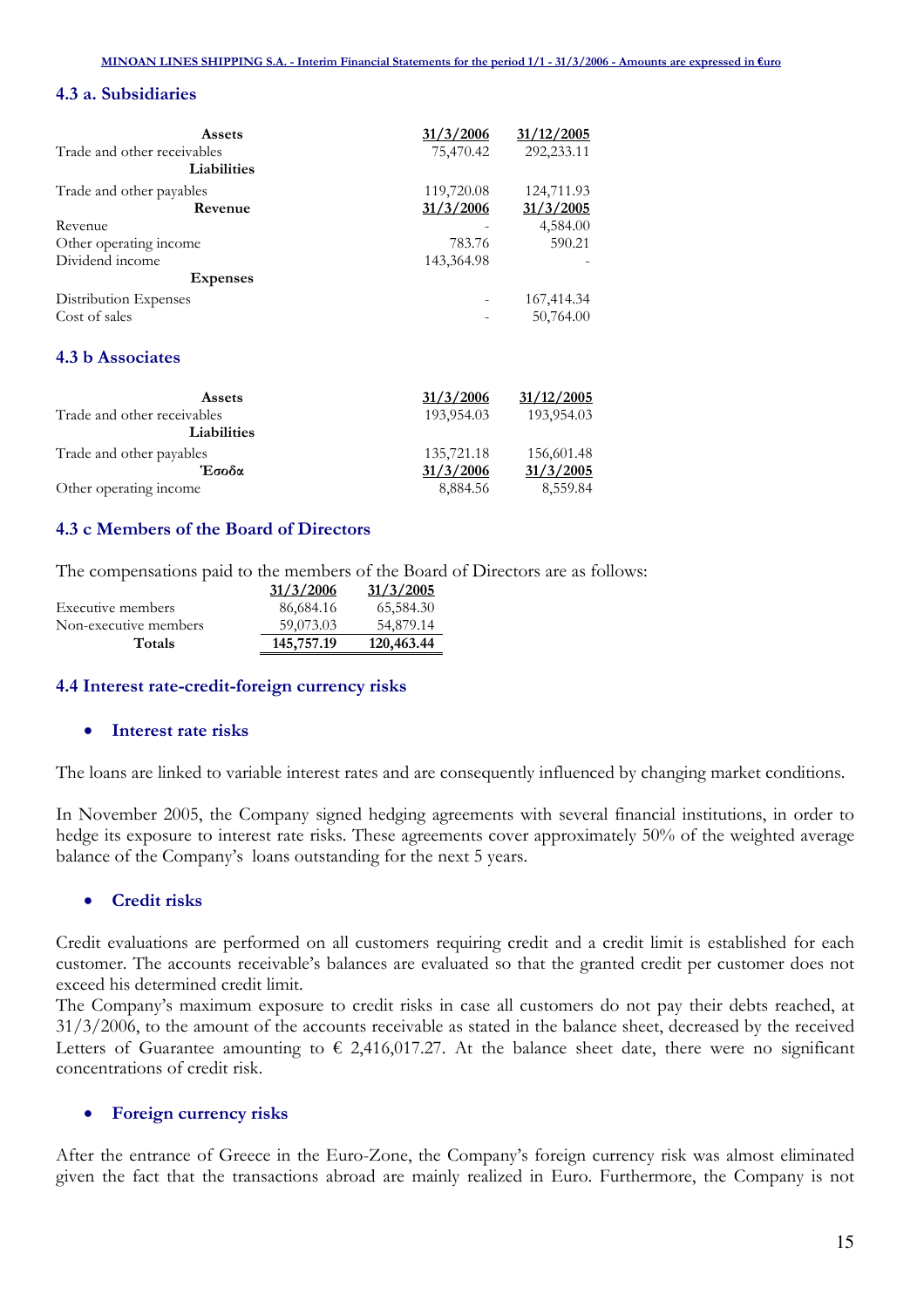### 4.3 a. Subsidiaries

| Assets | 31/3/2006 | 31/12/2005 |
|---|---|---|
| Trade and other receivables | 75,470.42 | 292,233.11 |
| **Liabilities** | | |
| Trade and other payables | 119,720.08 | 124,711.93 |
| **Revenue** | **31/3/2006** | **31/3/2005** |
| Revenue | - | 4,584.00 |
| Other operating income | 783.76 | 590.21 |
| Dividend income | 143,364.98 | - |
| **Expenses** | | |
| Distribution Expenses | - | 167,414.34 |
| Cost of sales | - | 50,764.00 |

### 4.3 b Associates

| Assets | 31/3/2006 | 31/12/2005 |
|---|---|---|
| Trade and other receivables | 193,954.03 | 193,954.03 |
| **Liabilities** | | |
| Trade and other payables | 135,721.18 | 156,601.48 |
| **Έσοδα** | **31/3/2006** | **31/3/2005** |
| Other operating income | 8,884.56 | 8,559.84 |

### 4.3 c Members of the Board of Directors

The compensations paid to the members of the Board of Directors are as follows:

| | 31/3/2006 | 31/3/2005 |
|---|---|---|
| Executive members | 86,684.16 | 65,584.30 |
| Non-executive members | 59,073.03 | 54,879.14 |
| **Totals** | **145,757.19** | **120,463.44** |

### 4.4 Interest rate-credit-foreign currency risks

- **Interest rate risks**

The loans are linked to variable interest rates and are consequently influenced by changing market conditions.

In November 2005, the Company signed hedging agreements with several financial institutions, in order to hedge its exposure to interest rate risks. These agreements cover approximately 50% of the weighted average balance of the Company's loans outstanding for the next 5 years.

- **Credit risks**

Credit evaluations are performed on all customers requiring credit and a credit limit is established for each customer. The accounts receivable's balances are evaluated so that the granted credit per customer does not exceed his determined credit limit.
The Company's maximum exposure to credit risks in case all customers do not pay their debts reached, at 31/3/2006, to the amount of the accounts receivable as stated in the balance sheet, decreased by the received Letters of Guarantee amounting to € 2,416,017.27. At the balance sheet date, there were no significant concentrations of credit risk.

- **Foreign currency risks**

After the entrance of Greece in the Euro-Zone, the Company's foreign currency risk was almost eliminated given the fact that the transactions abroad are mainly realized in Euro. Furthermore, the Company is not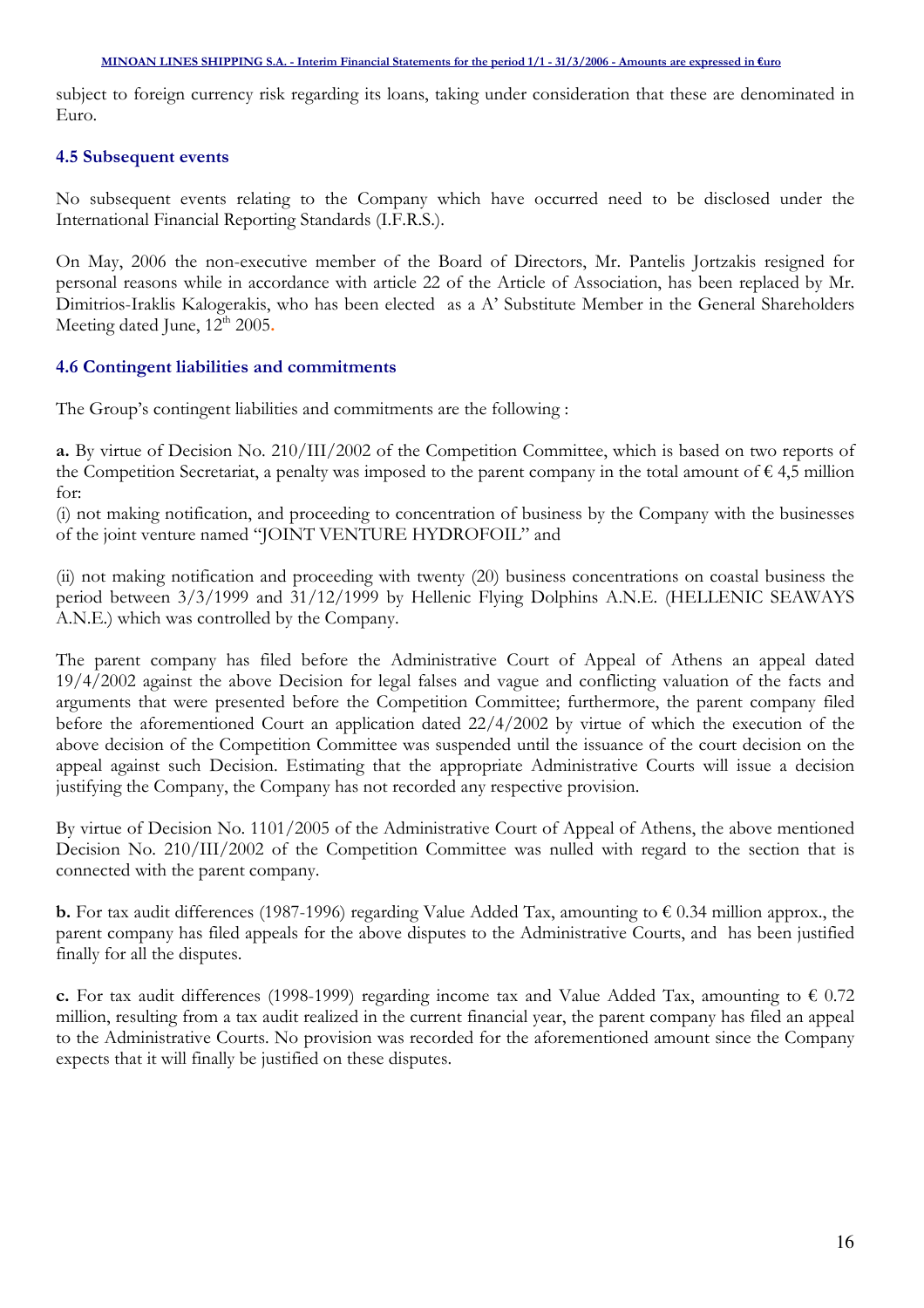subject to foreign currency risk regarding its loans, taking under consideration that these are denominated in Euro.

### 4.5 Subsequent events

No subsequent events relating to the Company which have occurred need to be disclosed under the International Financial Reporting Standards (I.F.R.S.).

On May, 2006 the non-executive member of the Board of Directors, Mr. Pantelis Jortzakis resigned for personal reasons while in accordance with article 22 of the Article of Association, has been replaced by Mr. Dimitrios-Iraklis Kalogerakis, who has been elected as a A' Substitute Member in the General Shareholders Meeting dated June, 12th 2005.

### 4.6 Contingent liabilities and commitments

The Group's contingent liabilities and commitments are the following :

**a.** By virtue of Decision No. 210/III/2002 of the Competition Committee, which is based on two reports of the Competition Secretariat, a penalty was imposed to the parent company in the total amount of € 4,5 million for:

(i) not making notification, and proceeding to concentration of business by the Company with the businesses of the joint venture named "JOINT VENTURE HYDROFOIL" and

(ii) not making notification and proceeding with twenty (20) business concentrations on coastal business the period between 3/3/1999 and 31/12/1999 by Hellenic Flying Dolphins A.N.E. (HELLENIC SEAWAYS A.N.E.) which was controlled by the Company.

The parent company has filed before the Administrative Court of Appeal of Athens an appeal dated 19/4/2002 against the above Decision for legal falses and vague and conflicting valuation of the facts and arguments that were presented before the Competition Committee; furthermore, the parent company filed before the aforementioned Court an application dated 22/4/2002 by virtue of which the execution of the above decision of the Competition Committee was suspended until the issuance of the court decision on the appeal against such Decision. Estimating that the appropriate Administrative Courts will issue a decision justifying the Company, the Company has not recorded any respective provision.

By virtue of Decision No. 1101/2005 of the Administrative Court of Appeal of Athens, the above mentioned Decision No. 210/III/2002 of the Competition Committee was nulled with regard to the section that is connected with the parent company.

**b.** For tax audit differences (1987-1996) regarding Value Added Tax, amounting to € 0.34 million approx., the parent company has filed appeals for the above disputes to the Administrative Courts, and has been justified finally for all the disputes.

**c.** For tax audit differences (1998-1999) regarding income tax and Value Added Tax, amounting to € 0.72 million, resulting from a tax audit realized in the current financial year, the parent company has filed an appeal to the Administrative Courts. No provision was recorded for the aforementioned amount since the Company expects that it will finally be justified on these disputes.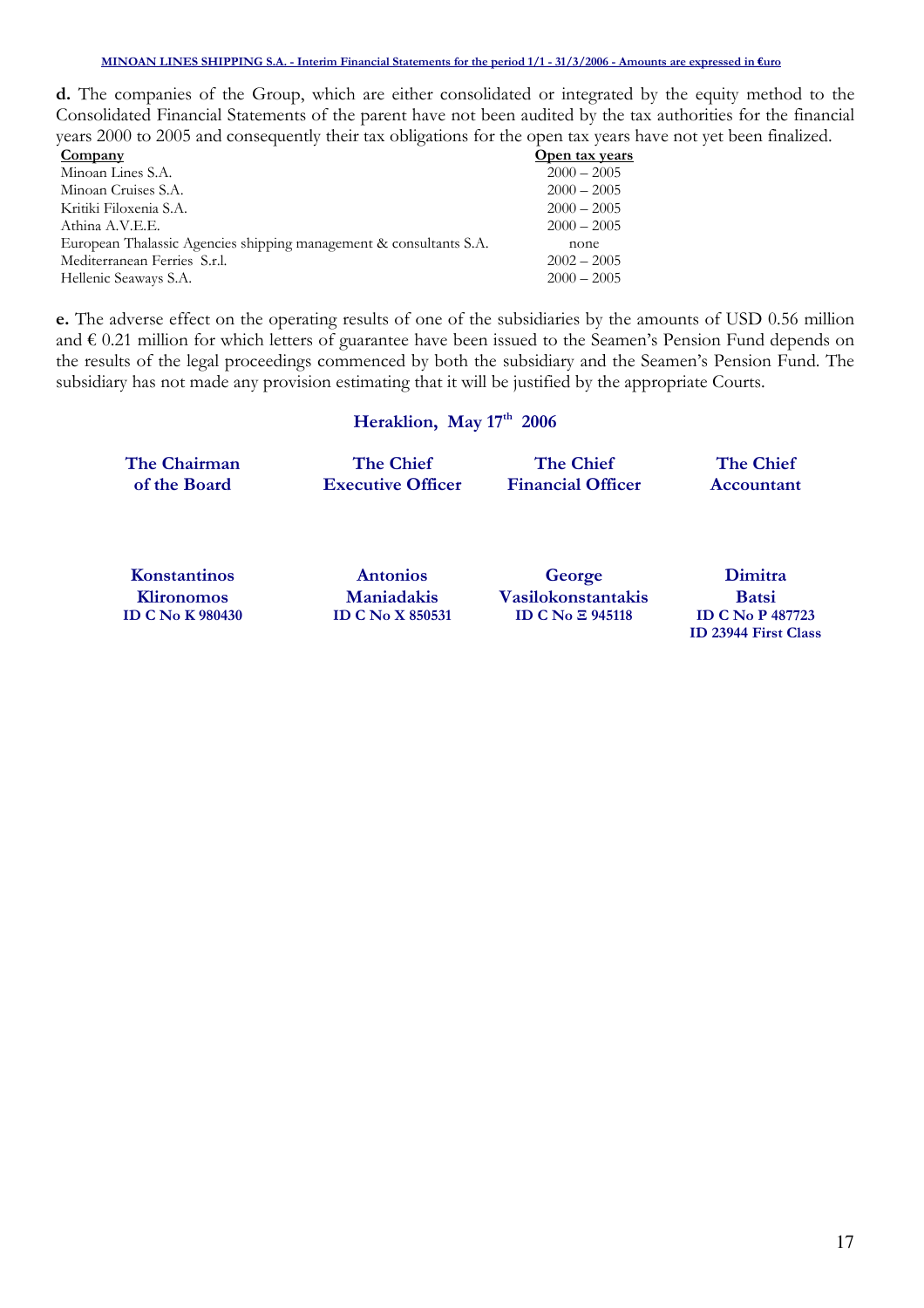**d.** The companies of the Group, which are either consolidated or integrated by the equity method to the Consolidated Financial Statements of the parent have not been audited by the tax authorities for the financial years 2000 to 2005 and consequently their tax obligations for the open tax years have not yet been finalized.

| Company | Open tax years |
|---|---|
| Minoan Lines S.A. | 2000 – 2005 |
| Minoan Cruises S.A. | 2000 – 2005 |
| Kritiki Filoxenia S.A. | 2000 – 2005 |
| Athina A.V.E.E. | 2000 – 2005 |
| European Thalassic Agencies shipping management & consultants S.A. | none |
| Mediterranean Ferries S.r.l. | 2002 – 2005 |
| Hellenic Seaways S.A. | 2000 – 2005 |

**e.** The adverse effect on the operating results of one of the subsidiaries by the amounts of USD 0.56 million and € 0.21 million for which letters of guarantee have been issued to the Seamen's Pension Fund depends on the results of the legal proceedings commenced by both the subsidiary and the Seamen's Pension Fund. The subsidiary has not made any provision estimating that it will be justified by the appropriate Courts.

**Heraklion, May 17th 2006**

| The Chairman of the Board | The Chief Executive Officer | The Chief Financial Officer | The Chief Accountant |
|---|---|---|---|
| Konstantinos Klironomos | Antonios Maniadakis | George Vasilokonstantakis | Dimitra Batsi |
| ID C No K 980430 | ID C No X 850531 | ID C No Ξ 945118 | ID C No P 487723 |
| | | | ID 23944 First Class |